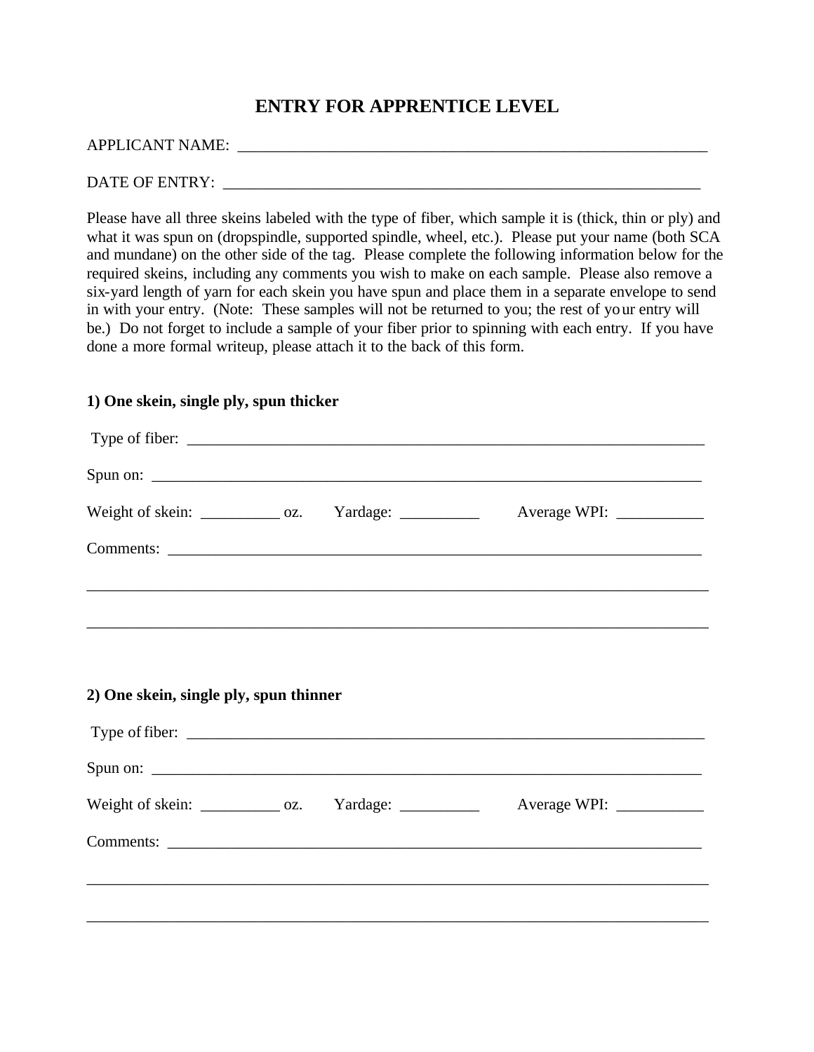# ENTRY FOR APPRENTICE LEVEL

APPLICANT NAME: ____________________________________________________________

DATE OF ENTRY: ______________________________________________________________

Please have all three skeins labeled with the type of fiber, which sample it is (thick, thin or ply) and what it was spun on (dropspindle, supported spindle, wheel, etc.). Please put your name (both SCA and mundane) on the other side of the tag. Please complete the following information below for the required skeins, including any comments you wish to make on each sample. Please also remove a six-yard length of yarn for each skein you have spun and place them in a separate envelope to send in with your entry. (Note: These samples will not be returned to you; the rest of your entry will be.) Do not forget to include a sample of your fiber prior to spinning with each entry. If you have done a more formal writeup, please attach it to the back of this form.

**1) One skein, single ply, spun thicker**

Type of fiber: ________________________________________________________________

Spun on: ____________________________________________________________________

Weight of skein: __________ oz. Yardage: __________ Average WPI: ___________

Comments: __________________________________________________________________

_____________________________________________________________________________

_____________________________________________________________________________

**2) One skein, single ply, spun thinner**

Type of fiber: ________________________________________________________________

Spun on: ____________________________________________________________________

Weight of skein: __________ oz. Yardage: __________ Average WPI: ___________

Comments: __________________________________________________________________

_____________________________________________________________________________

_____________________________________________________________________________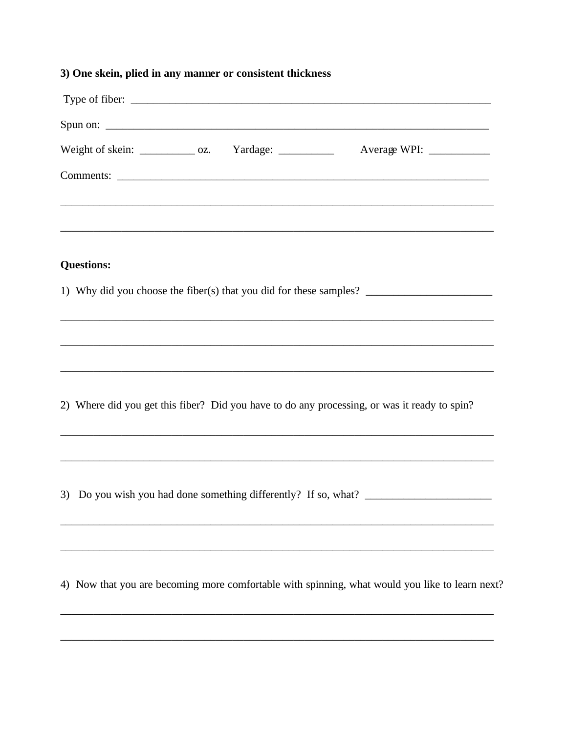**3) One skein, plied in any manner or consistent thickness**

Type of fiber: ______________________________________________________________________

Spun on: ___________________________________________________________________________

Weight of skein: __________ oz.      Yardage: __________      Average WPI: ___________

Comments: _________________________________________________________________________

_______________________________________________________________________________________

_______________________________________________________________________________________

**Questions:**

1) Why did you choose the fiber(s) that you did for these samples? _______________________

_______________________________________________________________________________________

_______________________________________________________________________________________

_______________________________________________________________________________________

2) Where did you get this fiber? Did you have to do any processing, or was it ready to spin?

_______________________________________________________________________________________

_______________________________________________________________________________________

3) Do you wish you had done something differently? If so, what? _______________________

_______________________________________________________________________________________

_______________________________________________________________________________________

4) Now that you are becoming more comfortable with spinning, what would you like to learn next?

_______________________________________________________________________________________

_______________________________________________________________________________________